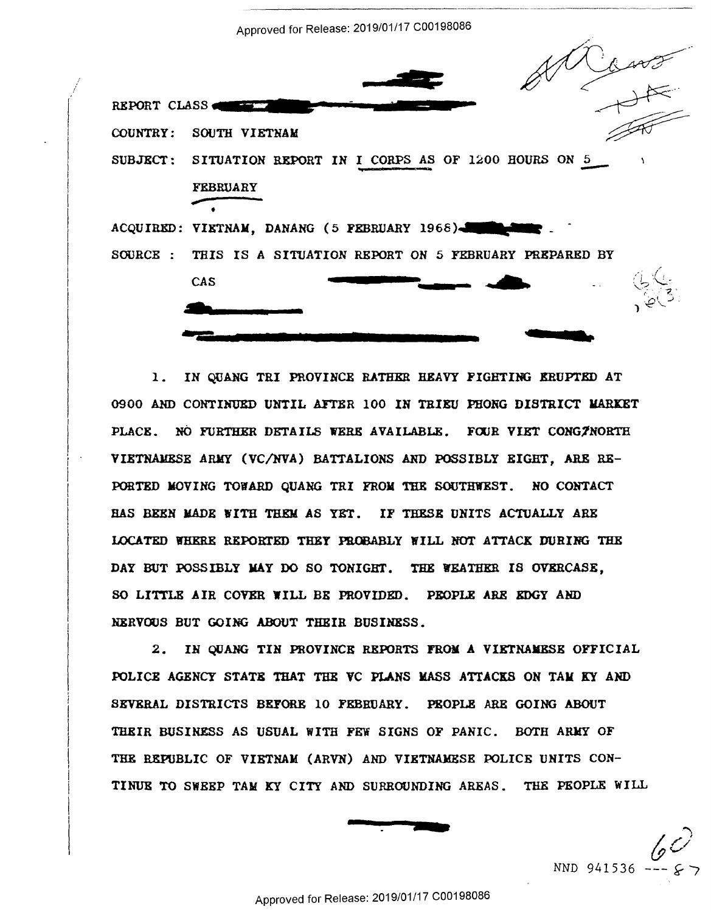REPORT CLASS

COUNTRY: SOUTH VIETNAM

SUBJECT: SITUATION REPORT IN I CORPS AS OF 1200 HOURS ON 5 FEBRUARY

ACQUIRED: VIETNAM, DANANG (5 FEBRUARY 1968)

SOURCE : THIS IS A SITUATION REPORT ON 5 FEBRUARY PREPARED BY CAS

1. IN QUANG TRI PROVINCE RATHER HEAVY FIGHTING ERUPTED AT 0900 AND CONTINUED UNTIL AFTER 100 IN TRIEU PHONG DISTRICT MARKET PLACE. NO FURTHER DETAILS WERE AVAILABLE. FOUR VIET CONG/NORTH VIETNAMESE ARMY (VC/NVA) BATTALIONS AND POSSIBLY EIGHT, ARE REPORTED MOVING TOWARD QUANG TRI FROM THE SOUTHWEST. NO CONTACT HAS BEEN MADE WITH THEM AS YET. IF THESE UNITS ACTUALLY ARE LOCATED WHERE REPORTED THEY PROBABLY WILL NOT ATTACK DURING THE DAY BUT POSSIBLY MAY DO SO TONIGHT. THE WEATHER IS OVERCASE, SO LITTLE AIR COVER WILL BE PROVIDED. PEOPLE ARE EDGY AND NERVOUS BUT GOING ABOUT THEIR BUSINESS.

2. IN QUANG TIN PROVINCE REPORTS FROM A VIETNAMESE OFFICIAL POLICE AGENCY STATE THAT THE VC PLANS MASS ATTACKS ON TAM KY AND SEVERAL DISTRICTS BEFORE 10 FEBRUARY. PEOPLE ARE GOING ABOUT THEIR BUSINESS AS USUAL WITH FEW SIGNS OF PANIC. BOTH ARMY OF THE REPUBLIC OF VIETNAM (ARVN) AND VIETNAMESE POLICE UNITS CONTINUE TO SWEEP TAM KY CITY AND SURROUNDING AREAS. THE PEOPLE WILL

NND 941536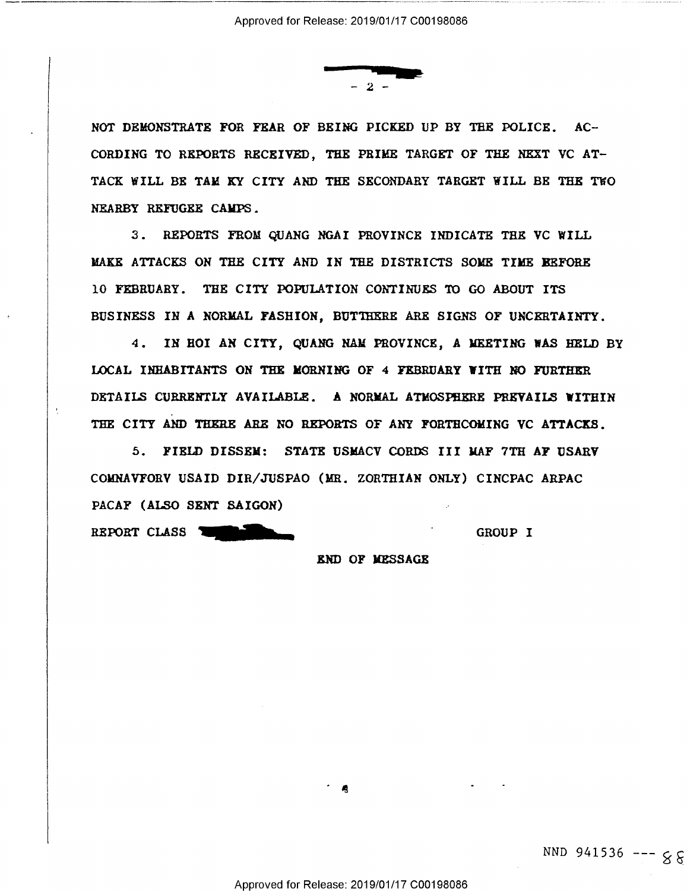NOT DEMONSTRATE FOR FEAR OF BEING PICKED UP BY THE POLICE. ACCORDING TO REPORTS RECEIVED, THE PRIME TARGET OF THE NEXT VC ATTACK WILL BE TAM KY CITY AND THE SECONDARY TARGET WILL BE THE TWO NEARBY REFUGEE CAMPS.

3. REPORTS FROM QUANG NGAI PROVINCE INDICATE THE VC WILL MAKE ATTACKS ON THE CITY AND IN THE DISTRICTS SOME TIME BEFORE 10 FEBRUARY. THE CITY POPULATION CONTINUES TO GO ABOUT ITS BUSINESS IN A NORMAL FASHION, BUTTHERE ARE SIGNS OF UNCERTAINTY.

4. IN HOI AN CITY, QUANG NAM PROVINCE, A MEETING WAS HELD BY LOCAL INHABITANTS ON THE MORNING OF 4 FEBRUARY WITH NO FURTHER DETAILS CURRENTLY AVAILABLE. A NORMAL ATMOSPHERE PREVAILS WITHIN THE CITY AND THERE ARE NO REPORTS OF ANY FORTHCOMING VC ATTACKS.

5. FIELD DISSEM: STATE USMACV CORDS III MAF 7TH AF USARV COMNAVFORV USAID DIR/JUSPAO (MR. ZORTHIAN ONLY) CINCPAC ARPAC PACAF (ALSO SENT SAIGON)

REPORT CLASS [redacted] GROUP I

END OF MESSAGE

NND 941536 --- 88